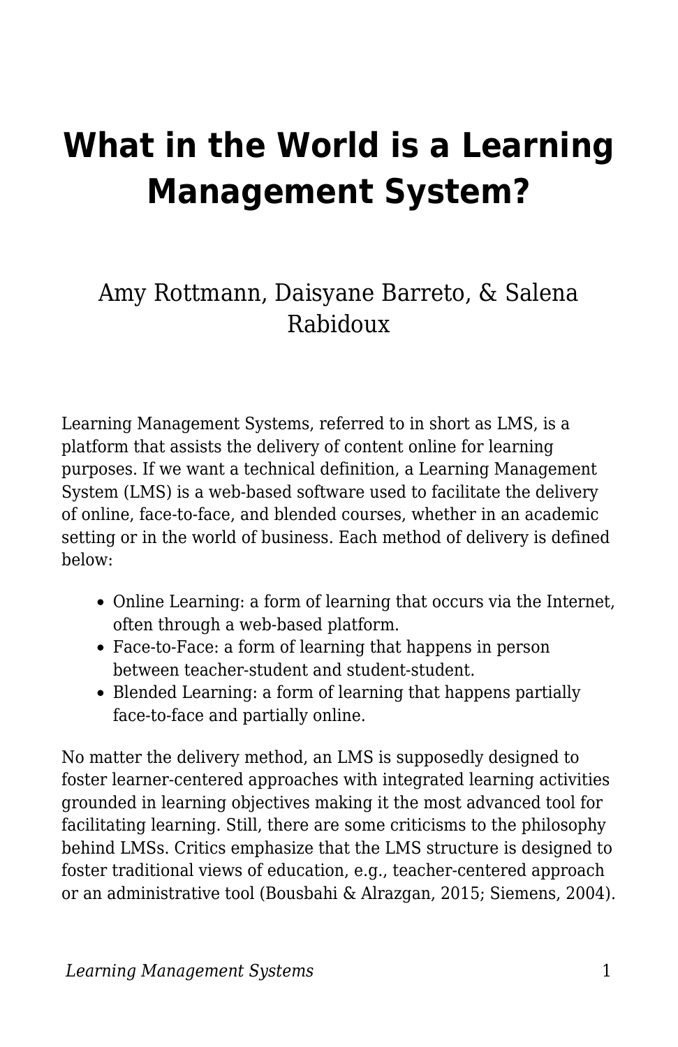# What in the World is a Learning Management System?

Amy Rottmann, Daisyane Barreto, & Salena Rabidoux

Learning Management Systems, referred to in short as LMS, is a platform that assists the delivery of content online for learning purposes. If we want a technical definition, a Learning Management System (LMS) is a web-based software used to facilitate the delivery of online, face-to-face, and blended courses, whether in an academic setting or in the world of business. Each method of delivery is defined below:

- Online Learning: a form of learning that occurs via the Internet, often through a web-based platform.
- Face-to-Face: a form of learning that happens in person between teacher-student and student-student.
- Blended Learning: a form of learning that happens partially face-to-face and partially online.

No matter the delivery method, an LMS is supposedly designed to foster learner-centered approaches with integrated learning activities grounded in learning objectives making it the most advanced tool for facilitating learning. Still, there are some criticisms to the philosophy behind LMSs. Critics emphasize that the LMS structure is designed to foster traditional views of education, e.g., teacher-centered approach or an administrative tool (Bousbahi & Alrazgan, 2015; Siemens, 2004).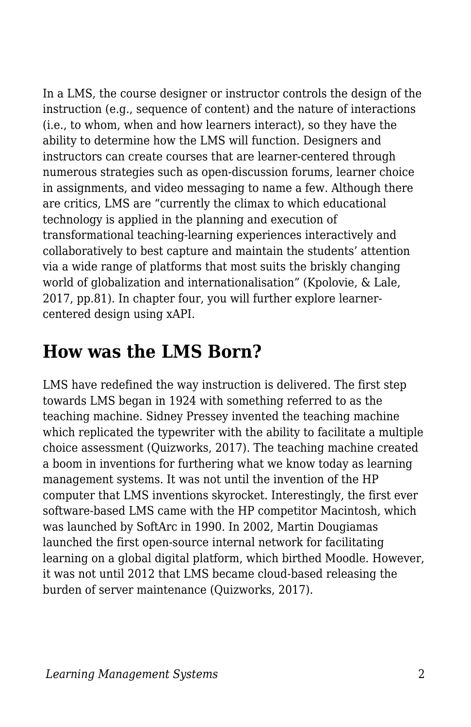In a LMS, the course designer or instructor controls the design of the instruction (e.g., sequence of content) and the nature of interactions (i.e., to whom, when and how learners interact), so they have the ability to determine how the LMS will function. Designers and instructors can create courses that are learner-centered through numerous strategies such as open-discussion forums, learner choice in assignments, and video messaging to name a few. Although there are critics, LMS are "currently the climax to which educational technology is applied in the planning and execution of transformational teaching-learning experiences interactively and collaboratively to best capture and maintain the students' attention via a wide range of platforms that most suits the briskly changing world of globalization and internationalisation" (Kpolovie, & Lale, 2017, pp.81). In chapter four, you will further explore learner-centered design using xAPI.

## How was the LMS Born?

LMS have redefined the way instruction is delivered. The first step towards LMS began in 1924 with something referred to as the teaching machine. Sidney Pressey invented the teaching machine which replicated the typewriter with the ability to facilitate a multiple choice assessment (Quizworks, 2017). The teaching machine created a boom in inventions for furthering what we know today as learning management systems. It was not until the invention of the HP computer that LMS inventions skyrocket. Interestingly, the first ever software-based LMS came with the HP competitor Macintosh, which was launched by SoftArc in 1990. In 2002, Martin Dougiamas launched the first open-source internal network for facilitating learning on a global digital platform, which birthed Moodle. However, it was not until 2012 that LMS became cloud-based releasing the burden of server maintenance (Quizworks, 2017).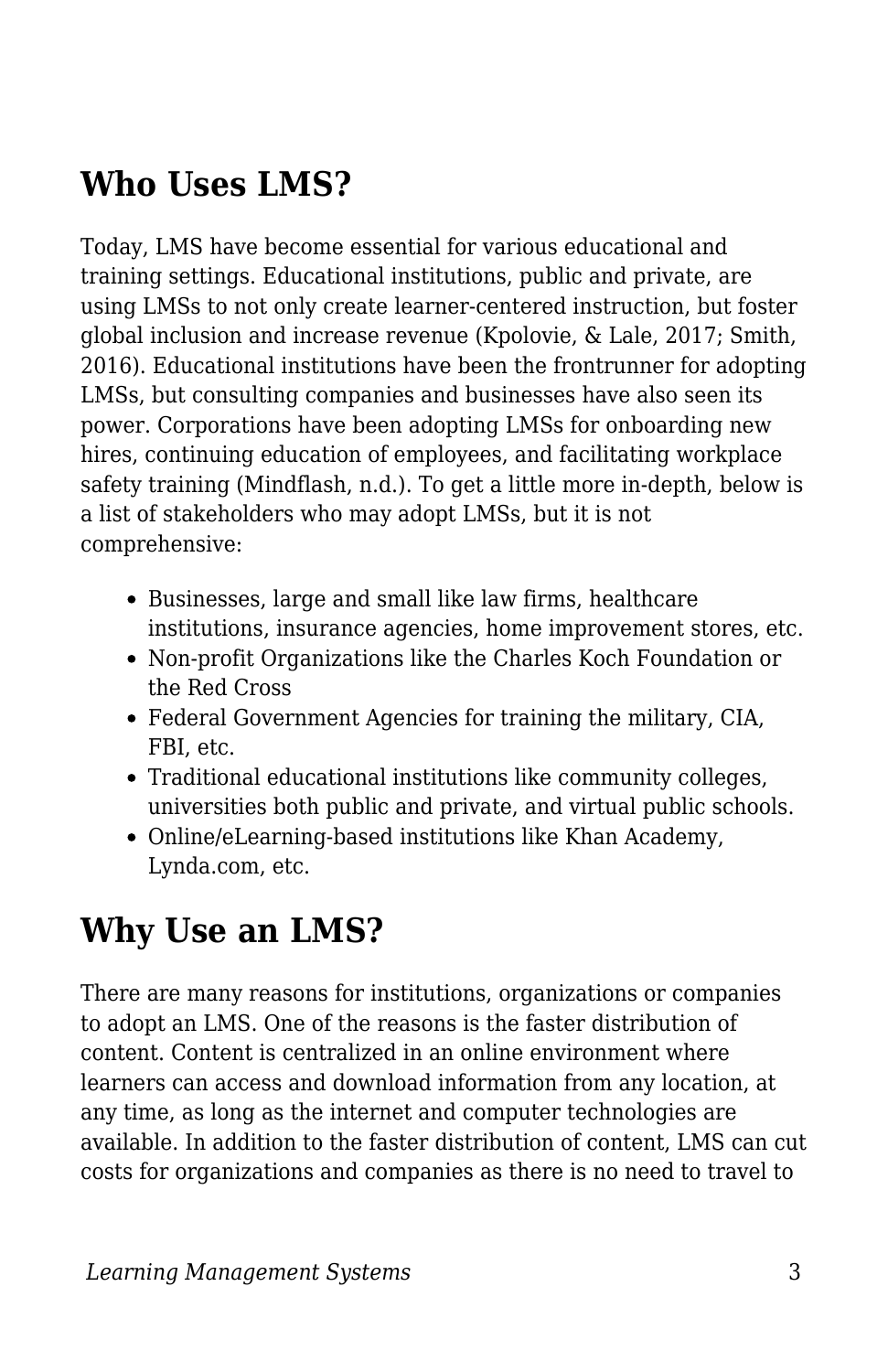## Who Uses LMS?

Today, LMS have become essential for various educational and training settings. Educational institutions, public and private, are using LMSs to not only create learner-centered instruction, but foster global inclusion and increase revenue (Kpolovie, & Lale, 2017; Smith, 2016). Educational institutions have been the frontrunner for adopting LMSs, but consulting companies and businesses have also seen its power. Corporations have been adopting LMSs for onboarding new hires, continuing education of employees, and facilitating workplace safety training (Mindflash, n.d.). To get a little more in-depth, below is a list of stakeholders who may adopt LMSs, but it is not comprehensive:

- Businesses, large and small like law firms, healthcare institutions, insurance agencies, home improvement stores, etc.
- Non-profit Organizations like the Charles Koch Foundation or the Red Cross
- Federal Government Agencies for training the military, CIA, FBI, etc.
- Traditional educational institutions like community colleges, universities both public and private, and virtual public schools.
- Online/eLearning-based institutions like Khan Academy, Lynda.com, etc.

## Why Use an LMS?

There are many reasons for institutions, organizations or companies to adopt an LMS. One of the reasons is the faster distribution of content. Content is centralized in an online environment where learners can access and download information from any location, at any time, as long as the internet and computer technologies are available. In addition to the faster distribution of content, LMS can cut costs for organizations and companies as there is no need to travel to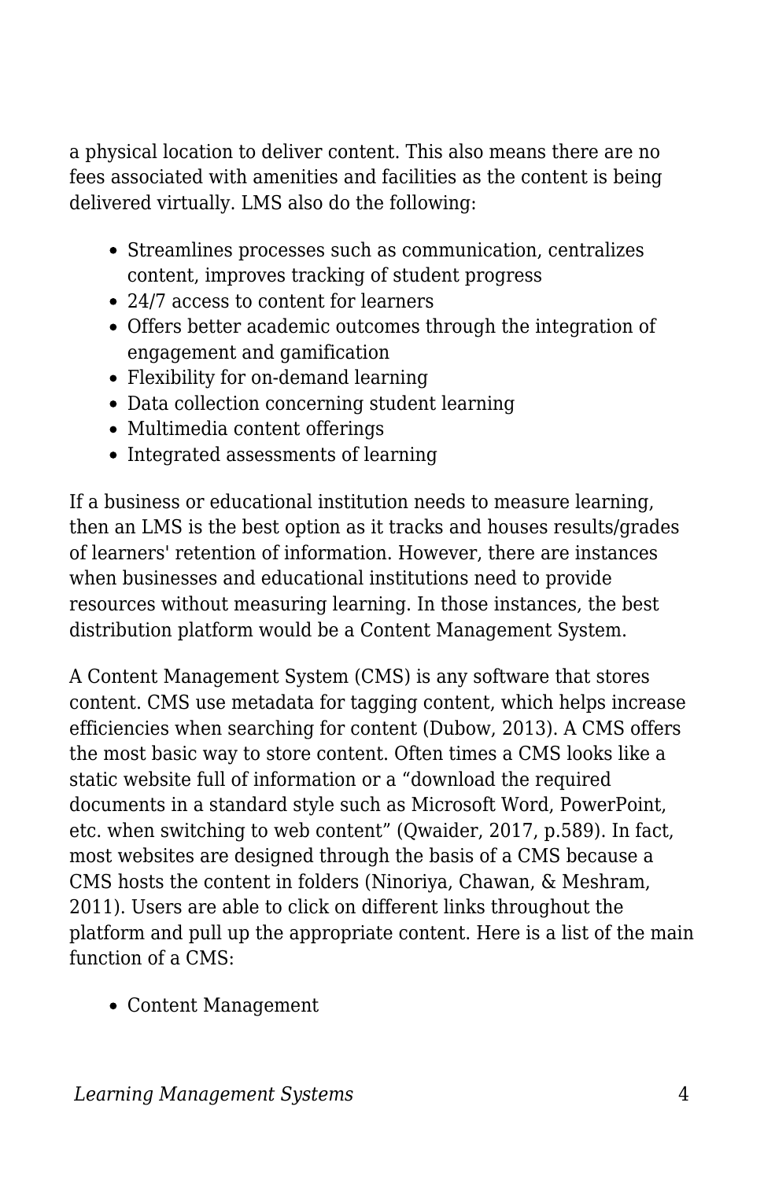a physical location to deliver content. This also means there are no fees associated with amenities and facilities as the content is being delivered virtually. LMS also do the following:

- Streamlines processes such as communication, centralizes content, improves tracking of student progress
- 24/7 access to content for learners
- Offers better academic outcomes through the integration of engagement and gamification
- Flexibility for on-demand learning
- Data collection concerning student learning
- Multimedia content offerings
- Integrated assessments of learning

If a business or educational institution needs to measure learning, then an LMS is the best option as it tracks and houses results/grades of learners' retention of information. However, there are instances when businesses and educational institutions need to provide resources without measuring learning. In those instances, the best distribution platform would be a Content Management System.

A Content Management System (CMS) is any software that stores content. CMS use metadata for tagging content, which helps increase efficiencies when searching for content (Dubow, 2013). A CMS offers the most basic way to store content. Often times a CMS looks like a static website full of information or a “download the required documents in a standard style such as Microsoft Word, PowerPoint, etc. when switching to web content” (Qwaider, 2017, p.589). In fact, most websites are designed through the basis of a CMS because a CMS hosts the content in folders (Ninoriya, Chawan, & Meshram, 2011). Users are able to click on different links throughout the platform and pull up the appropriate content. Here is a list of the main function of a CMS:

- Content Management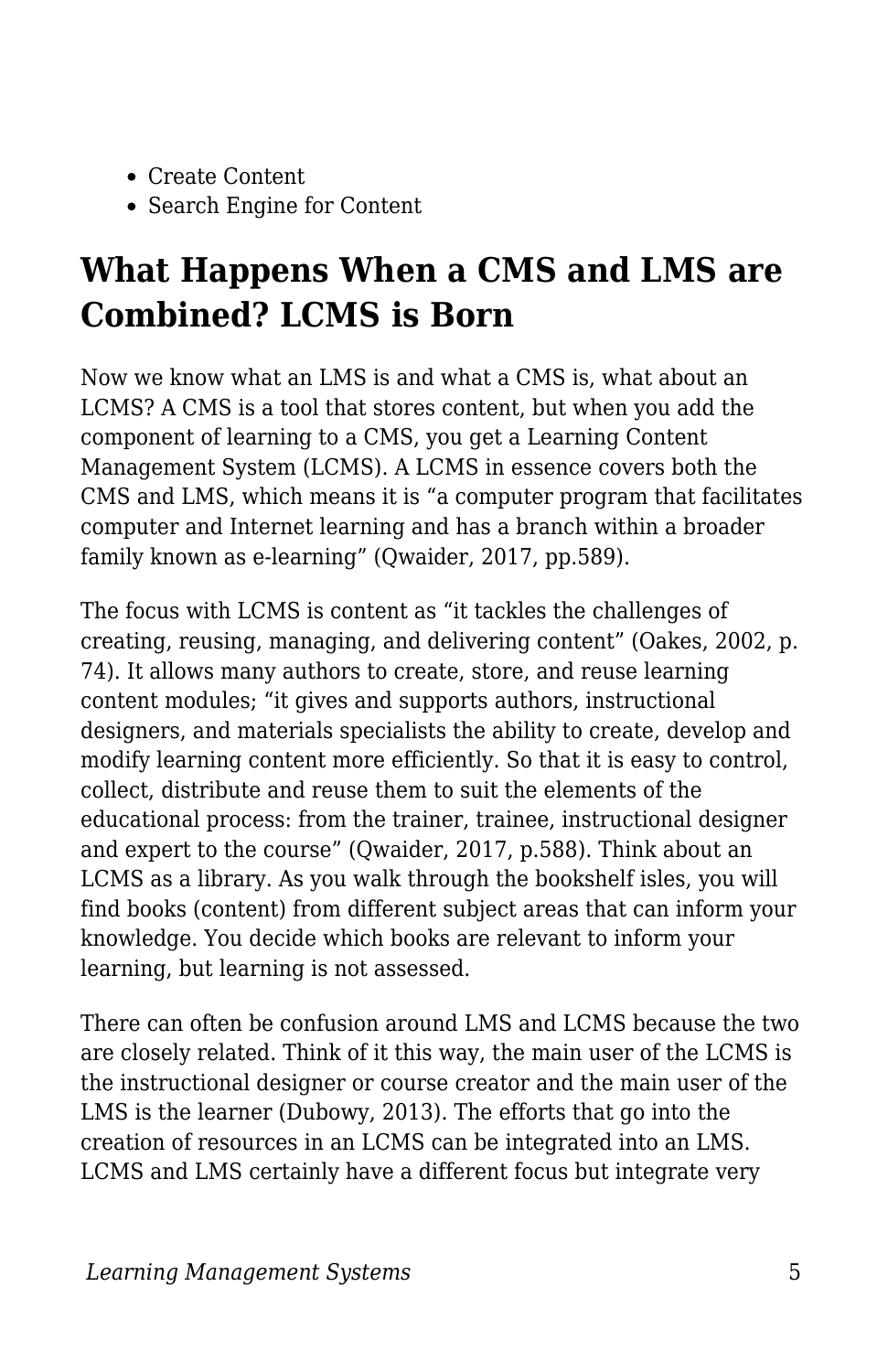- Create Content
- Search Engine for Content

## What Happens When a CMS and LMS are Combined? LCMS is Born

Now we know what an LMS is and what a CMS is, what about an LCMS? A CMS is a tool that stores content, but when you add the component of learning to a CMS, you get a Learning Content Management System (LCMS). A LCMS in essence covers both the CMS and LMS, which means it is "a computer program that facilitates computer and Internet learning and has a branch within a broader family known as e-learning" (Qwaider, 2017, pp.589).

The focus with LCMS is content as "it tackles the challenges of creating, reusing, managing, and delivering content" (Oakes, 2002, p. 74). It allows many authors to create, store, and reuse learning content modules; "it gives and supports authors, instructional designers, and materials specialists the ability to create, develop and modify learning content more efficiently. So that it is easy to control, collect, distribute and reuse them to suit the elements of the educational process: from the trainer, trainee, instructional designer and expert to the course" (Qwaider, 2017, p.588). Think about an LCMS as a library. As you walk through the bookshelf isles, you will find books (content) from different subject areas that can inform your knowledge. You decide which books are relevant to inform your learning, but learning is not assessed.

There can often be confusion around LMS and LCMS because the two are closely related. Think of it this way, the main user of the LCMS is the instructional designer or course creator and the main user of the LMS is the learner (Dubowy, 2013). The efforts that go into the creation of resources in an LCMS can be integrated into an LMS. LCMS and LMS certainly have a different focus but integrate very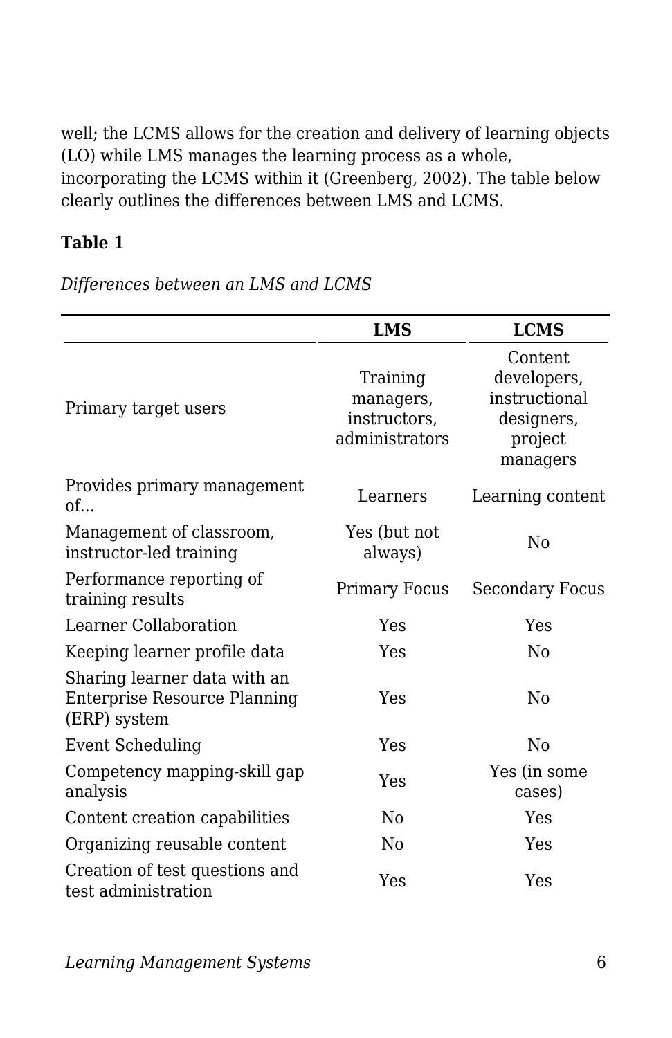well; the LCMS allows for the creation and delivery of learning objects (LO) while LMS manages the learning process as a whole, incorporating the LCMS within it (Greenberg, 2002). The table below clearly outlines the differences between LMS and LCMS.

**Table 1**

*Differences between an LMS and LCMS*

| | LMS | LCMS |
|---|---|---|
| Primary target users | Training managers, instructors, administrators | Content developers, instructional designers, project managers |
| Provides primary management of... | Learners | Learning content |
| Management of classroom, instructor-led training | Yes (but not always) | No |
| Performance reporting of training results | Primary Focus | Secondary Focus |
| Learner Collaboration | Yes | Yes |
| Keeping learner profile data | Yes | No |
| Sharing learner data with an Enterprise Resource Planning (ERP) system | Yes | No |
| Event Scheduling | Yes | No |
| Competency mapping-skill gap analysis | Yes | Yes (in some cases) |
| Content creation capabilities | No | Yes |
| Organizing reusable content | No | Yes |
| Creation of test questions and test administration | Yes | Yes |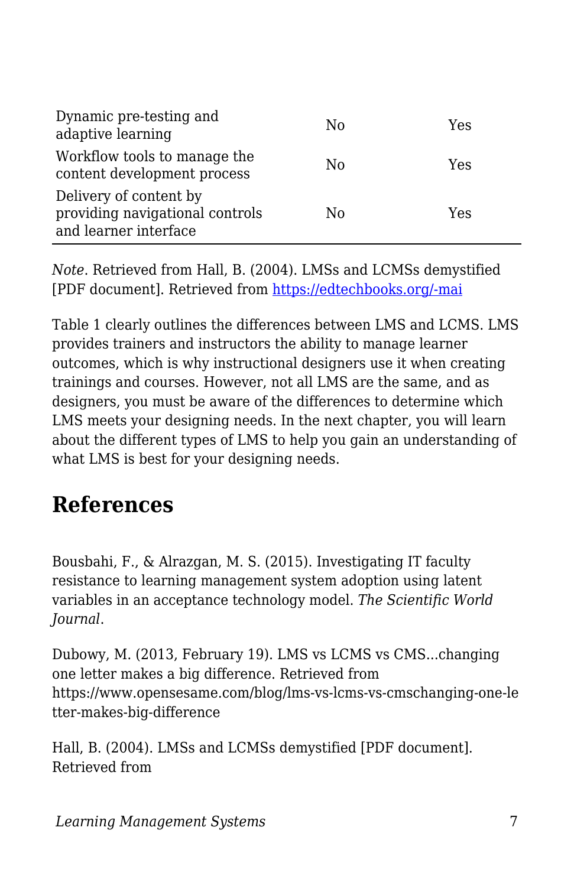| | | |
|---|---|---|
| Dynamic pre-testing and adaptive learning | No | Yes |
| Workflow tools to manage the content development process | No | Yes |
| Delivery of content by providing navigational controls and learner interface | No | Yes |

*Note*. Retrieved from Hall, B. (2004). LMSs and LCMSs demystified [PDF document]. Retrieved from [https://edtechbooks.org/-mai](https://edtechbooks.org/-mai)

Table 1 clearly outlines the differences between LMS and LCMS. LMS provides trainers and instructors the ability to manage learner outcomes, which is why instructional designers use it when creating trainings and courses. However, not all LMS are the same, and as designers, you must be aware of the differences to determine which LMS meets your designing needs. In the next chapter, you will learn about the different types of LMS to help you gain an understanding of what LMS is best for your designing needs.

## References

Bousbahi, F., & Alrazgan, M. S. (2015). Investigating IT faculty resistance to learning management system adoption using latent variables in an acceptance technology model. *The Scientific World Journal*.

Dubowy, M. (2013, February 19). LMS vs LCMS vs CMS...changing one letter makes a big difference. Retrieved from https://www.opensesame.com/blog/lms-vs-lcms-vs-cmschanging-one-letter-makes-big-difference

Hall, B. (2004). LMSs and LCMSs demystified [PDF document]. Retrieved from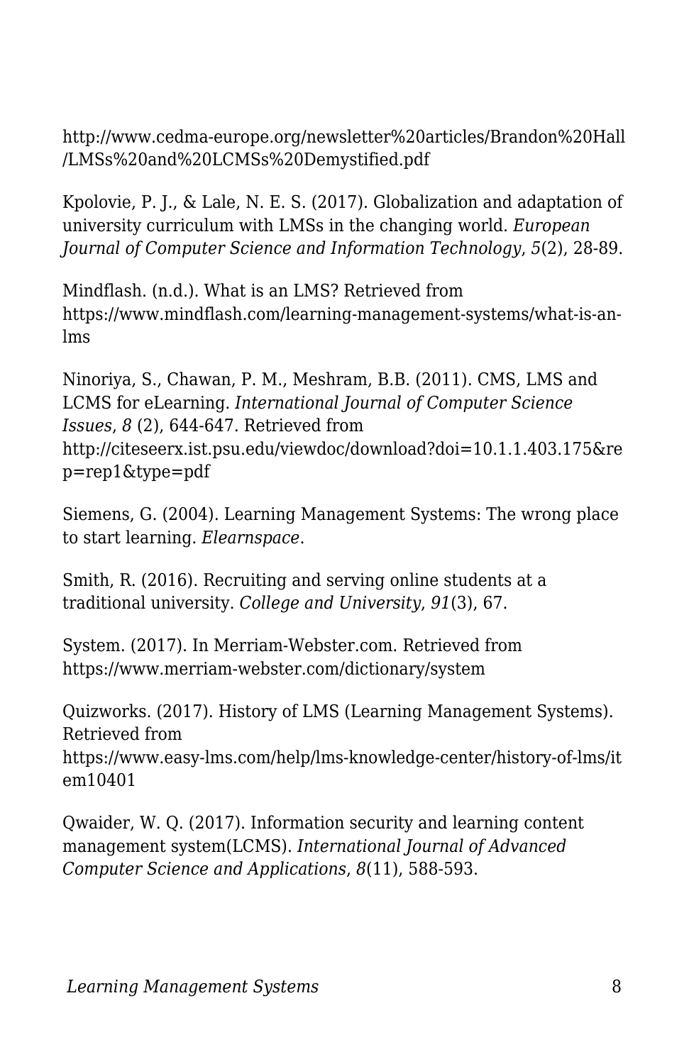http://www.cedma-europe.org/newsletter%20articles/Brandon%20Hall/LMSs%20and%20LCMSs%20Demystified.pdf

Kpolovie, P. J., & Lale, N. E. S. (2017). Globalization and adaptation of university curriculum with LMSs in the changing world. *European Journal of Computer Science and Information Technology*, *5*(2), 28-89.

Mindflash. (n.d.). What is an LMS? Retrieved from https://www.mindflash.com/learning-management-systems/what-is-an-lms

Ninoriya, S., Chawan, P. M., Meshram, B.B. (2011). CMS, LMS and LCMS for eLearning. *International Journal of Computer Science Issues*, *8* (2), 644-647. Retrieved from http://citeseerx.ist.psu.edu/viewdoc/download?doi=10.1.1.403.175&rep=rep1&type=pdf

Siemens, G. (2004). Learning Management Systems: The wrong place to start learning. *Elearnspace*.

Smith, R. (2016). Recruiting and serving online students at a traditional university. *College and University*, *91*(3), 67.

System. (2017). In Merriam-Webster.com. Retrieved from https://www.merriam-webster.com/dictionary/system

Quizworks. (2017). History of LMS (Learning Management Systems). Retrieved from https://www.easy-lms.com/help/lms-knowledge-center/history-of-lms/item10401

Qwaider, W. Q. (2017). Information security and learning content management system(LCMS). *International Journal of Advanced Computer Science and Applications*, *8*(11), 588-593.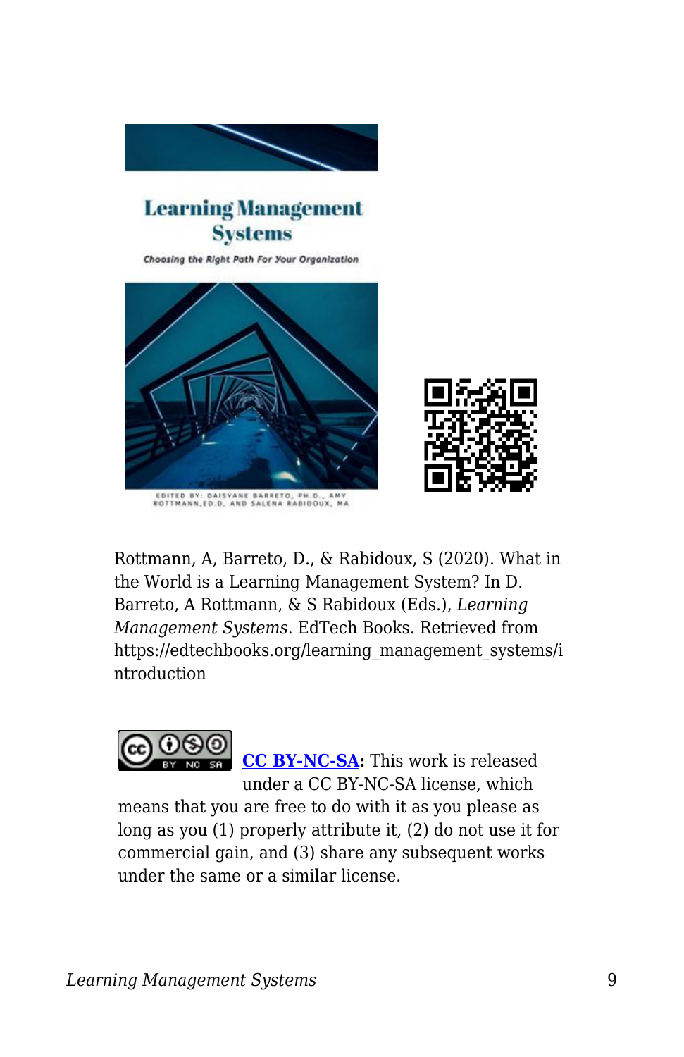Rottmann, A, Barreto, D., & Rabidoux, S (2020). What in the World is a Learning Management System? In D. Barreto, A Rottmann, & S Rabidoux (Eds.), *Learning Management Systems*. EdTech Books. Retrieved from https://edtechbooks.org/learning_management_systems/introduction

**CC BY-NC-SA:** This work is released under a CC BY-NC-SA license, which means that you are free to do with it as you please as long as you (1) properly attribute it, (2) do not use it for commercial gain, and (3) share any subsequent works under the same or a similar license.